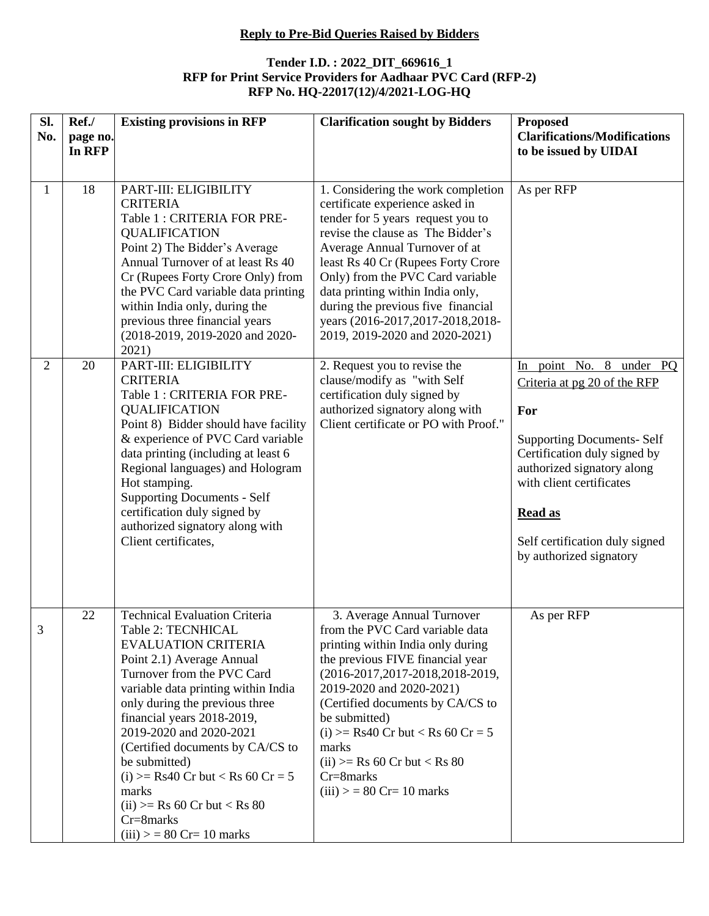**Reply to Pre-Bid Queries Raised by Bidders**

**Tender I.D. : 2022_DIT_669616_1**
**RFP for Print Service Providers for Aadhaar PVC Card (RFP-2)**
**RFP No. HQ-22017(12)/4/2021-LOG-HQ**

| Sl. No. | Ref./ page no. In RFP | Existing provisions in RFP | Clarification sought by Bidders | Proposed Clarifications/Modifications to be issued by UIDAI |
|---|---|---|---|---|
| 1 | 18 | PART-III: ELIGIBILITY CRITERIA<br>Table 1 : CRITERIA FOR PRE-QUALIFICATION<br>Point 2) The Bidder's Average Annual Turnover of at least Rs 40 Cr (Rupees Forty Crore Only) from the PVC Card variable data printing within India only, during the previous three financial years (2018-2019, 2019-2020 and 2020-2021) | 1. Considering the work completion certificate experience asked in tender for 5 years request you to revise the clause as The Bidder's Average Annual Turnover of at least Rs 40 Cr (Rupees Forty Crore Only) from the PVC Card variable data printing within India only, during the previous five financial years (2016-2017,2017-2018,2018-2019, 2019-2020 and 2020-2021) | As per RFP |
| 2 | 20 | PART-III: ELIGIBILITY CRITERIA<br>Table 1 : CRITERIA FOR PRE-QUALIFICATION<br>Point 8) Bidder should have facility & experience of PVC Card variable data printing (including at least 6 Regional languages) and Hologram Hot stamping.<br>Supporting Documents - Self certification duly signed by authorized signatory along with Client certificates, | 2. Request you to revise the clause/modify as "with Self certification duly signed by authorized signatory along with Client certificate or PO with Proof." | In point No. 8 under PQ Criteria at pg 20 of the RFP<br><br>**For**<br><br>Supporting Documents- Self Certification duly signed by authorized signatory along with client certificates<br><br>**Read as**<br><br>Self certification duly signed by authorized signatory |
| 3 | 22 | Technical Evaluation Criteria<br>Table 2: TECNHICAL EVALUATION CRITERIA<br>Point 2.1) Average Annual Turnover from the PVC Card variable data printing within India only during the previous three financial years 2018-2019, 2019-2020 and 2020-2021<br>(Certified documents by CA/CS to be submitted)<br>(i) >= Rs40 Cr but < Rs 60 Cr = 5 marks<br>(ii) >= Rs 60 Cr but < Rs 80 Cr=8marks<br>(iii) > = 80 Cr= 10 marks | 3. Average Annual Turnover from the PVC Card variable data printing within India only during the previous FIVE financial year (2016-2017,2017-2018,2018-2019, 2019-2020 and 2020-2021)<br>(Certified documents by CA/CS to be submitted)<br>(i) >= Rs40 Cr but < Rs 60 Cr = 5 marks<br>(ii) >= Rs 60 Cr but < Rs 80 Cr=8marks<br>(iii) > = 80 Cr= 10 marks | As per RFP |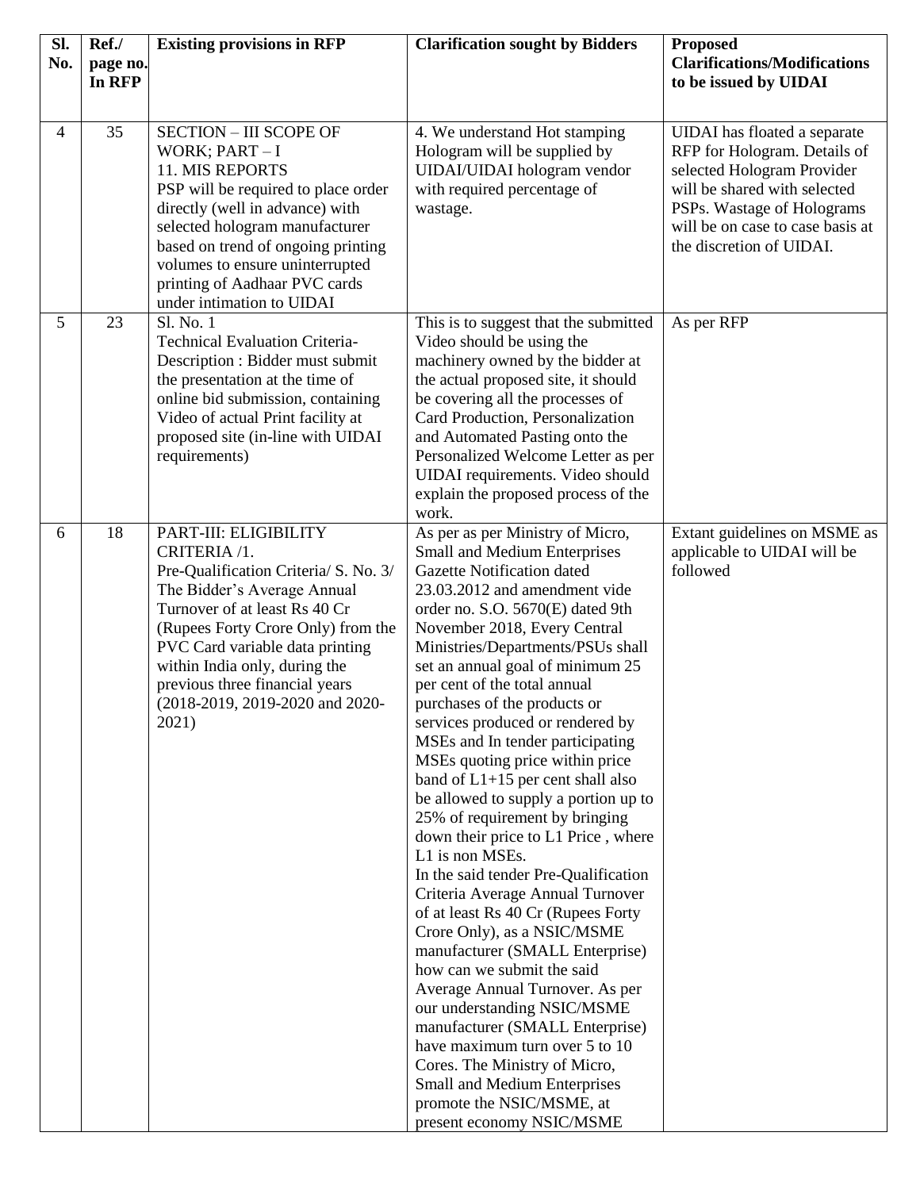| Sl. No. | Ref./ page no. In RFP | Existing provisions in RFP | Clarification sought by Bidders | Proposed Clarifications/Modifications to be issued by UIDAI |
|---|---|---|---|---|
| 4 | 35 | SECTION – III SCOPE OF WORK; PART – I<br>11. MIS REPORTS<br>PSP will be required to place order directly (well in advance) with selected hologram manufacturer based on trend of ongoing printing volumes to ensure uninterrupted printing of Aadhaar PVC cards under intimation to UIDAI | 4. We understand Hot stamping Hologram will be supplied by UIDAI/UIDAI hologram vendor with required percentage of wastage. | UIDAI has floated a separate RFP for Hologram. Details of selected Hologram Provider will be shared with selected PSPs. Wastage of Holograms will be on case to case basis at the discretion of UIDAI. |
| 5 | 23 | Sl. No. 1<br>Technical Evaluation Criteria-Description : Bidder must submit the presentation at the time of online bid submission, containing Video of actual Print facility at proposed site (in-line with UIDAI requirements) | This is to suggest that the submitted Video should be using the machinery owned by the bidder at the actual proposed site, it should be covering all the processes of Card Production, Personalization and Automated Pasting onto the Personalized Welcome Letter as per UIDAI requirements. Video should explain the proposed process of the work. | As per RFP |
| 6 | 18 | PART-III: ELIGIBILITY CRITERIA /1.<br>Pre-Qualification Criteria/ S. No. 3/ The Bidder's Average Annual Turnover of at least Rs 40 Cr (Rupees Forty Crore Only) from the PVC Card variable data printing within India only, during the previous three financial years (2018-2019, 2019-2020 and 2020-2021) | As per as per Ministry of Micro, Small and Medium Enterprises Gazette Notification dated 23.03.2012 and amendment vide order no. S.O. 5670(E) dated 9th November 2018, Every Central Ministries/Departments/PSUs shall set an annual goal of minimum 25 per cent of the total annual purchases of the products or services produced or rendered by MSEs and In tender participating MSEs quoting price within price band of L1+15 per cent shall also be allowed to supply a portion up to 25% of requirement by bringing down their price to L1 Price , where L1 is non MSEs.<br>In the said tender Pre-Qualification Criteria Average Annual Turnover of at least Rs 40 Cr (Rupees Forty Crore Only), as a NSIC/MSME manufacturer (SMALL Enterprise) how can we submit the said Average Annual Turnover. As per our understanding NSIC/MSME manufacturer (SMALL Enterprise) have maximum turn over 5 to 10 Cores. The Ministry of Micro, Small and Medium Enterprises promote the NSIC/MSME, at present economy NSIC/MSME | Extant guidelines on MSME as applicable to UIDAI will be followed |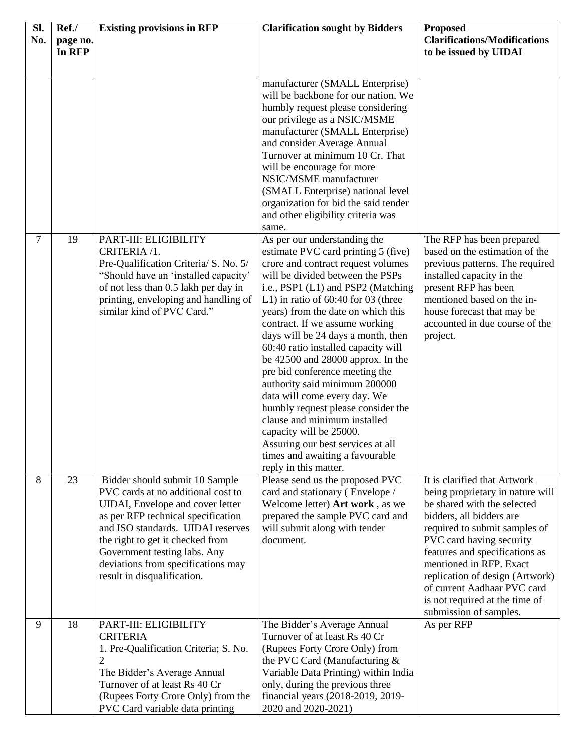| Sl. No. | Ref./ page no. In RFP | Existing provisions in RFP | Clarification sought by Bidders | Proposed Clarifications/Modifications to be issued by UIDAI |
|---|---|---|---|---|
| | | | manufacturer (SMALL Enterprise) will be backbone for our nation. We humbly request please considering our privilege as a NSIC/MSME manufacturer (SMALL Enterprise) and consider Average Annual Turnover at minimum 10 Cr. That will be encourage for more NSIC/MSME manufacturer (SMALL Enterprise) national level organization for bid the said tender and other eligibility criteria was same. | |
| 7 | 19 | PART-III: ELIGIBILITY CRITERIA /1. Pre-Qualification Criteria/ S. No. 5/ "Should have an 'installed capacity' of not less than 0.5 lakh per day in printing, enveloping and handling of similar kind of PVC Card." | As per our understanding the estimate PVC card printing 5 (five) crore and contract request volumes will be divided between the PSPs i.e., PSP1 (L1) and PSP2 (Matching L1) in ratio of 60:40 for 03 (three years) from the date on which this contract. If we assume working days will be 24 days a month, then 60:40 ratio installed capacity will be 42500 and 28000 approx. In the pre bid conference meeting the authority said minimum 200000 data will come every day. We humbly request please consider the clause and minimum installed capacity will be 25000. Assuring our best services at all times and awaiting a favourable reply in this matter. | The RFP has been prepared based on the estimation of the previous patterns. The required installed capacity in the present RFP has been mentioned based on the in-house forecast that may be accounted in due course of the project. |
| 8 | 23 | Bidder should submit 10 Sample PVC cards at no additional cost to UIDAI, Envelope and cover letter as per RFP technical specification and ISO standards. UIDAI reserves the right to get it checked from Government testing labs. Any deviations from specifications may result in disqualification. | Please send us the proposed PVC card and stationary ( Envelope / Welcome letter) **Art work** , as we prepared the sample PVC card and will submit along with tender document. | It is clarified that Artwork being proprietary in nature will be shared with the selected bidders, all bidders are required to submit samples of PVC card having security features and specifications as mentioned in RFP. Exact replication of design (Artwork) of current Aadhaar PVC card is not required at the time of submission of samples. |
| 9 | 18 | PART-III: ELIGIBILITY CRITERIA 1. Pre-Qualification Criteria; S. No. 2 The Bidder's Average Annual Turnover of at least Rs 40 Cr (Rupees Forty Crore Only) from the PVC Card variable data printing | The Bidder's Average Annual Turnover of at least Rs 40 Cr (Rupees Forty Crore Only) from the PVC Card (Manufacturing & Variable Data Printing) within India only, during the previous three financial years (2018-2019, 2019-2020 and 2020-2021) | As per RFP |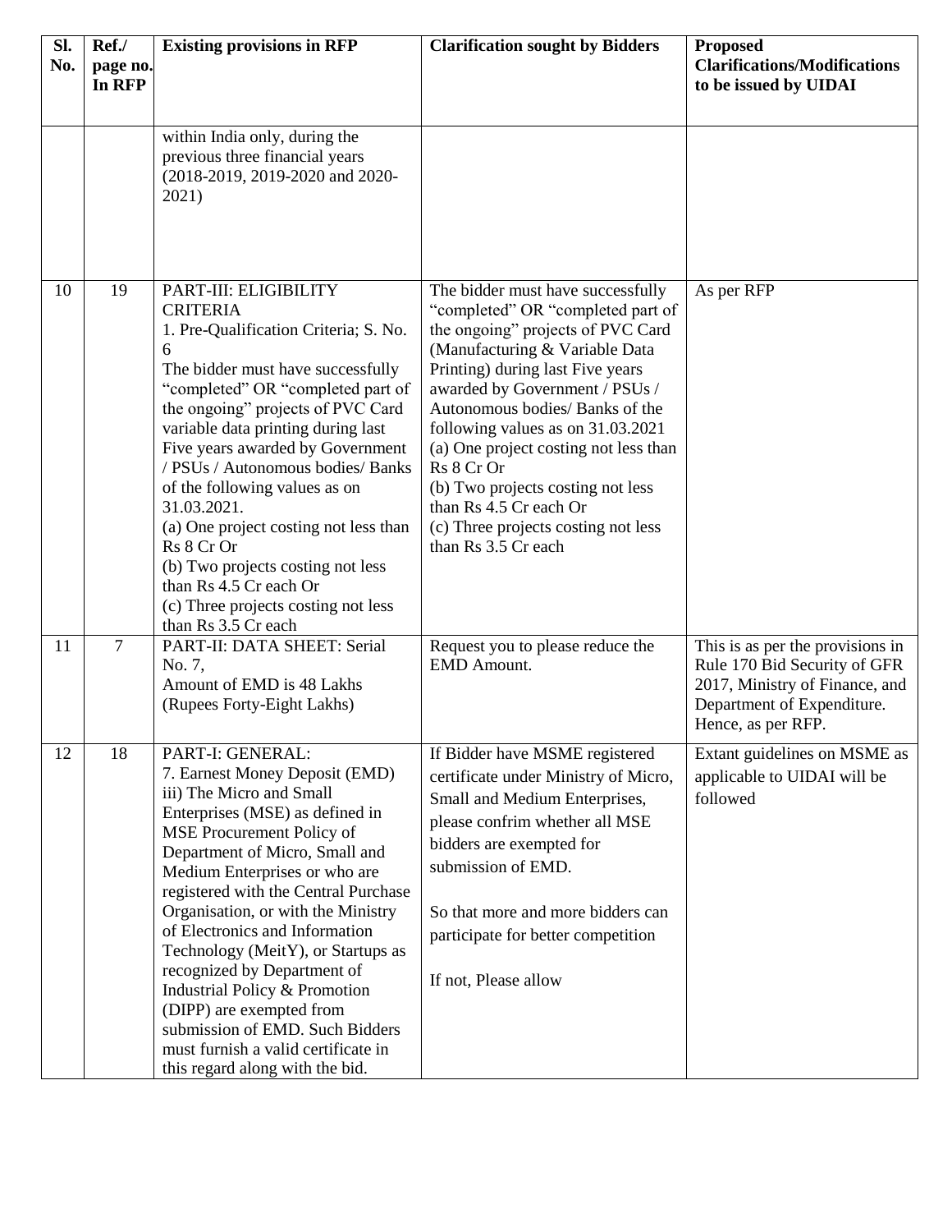| Sl. No. | Ref./ page no. In RFP | Existing provisions in RFP | Clarification sought by Bidders | Proposed Clarifications/Modifications to be issued by UIDAI |
|---|---|---|---|---|
| | | within India only, during the previous three financial years (2018-2019, 2019-2020 and 2020-2021) | | |
| 10 | 19 | PART-III: ELIGIBILITY CRITERIA<br>1. Pre-Qualification Criteria; S. No. 6<br>The bidder must have successfully "completed" OR "completed part of the ongoing" projects of PVC Card variable data printing during last Five years awarded by Government / PSUs / Autonomous bodies/ Banks of the following values as on 31.03.2021.<br>(a) One project costing not less than Rs 8 Cr Or<br>(b) Two projects costing not less than Rs 4.5 Cr each Or<br>(c) Three projects costing not less than Rs 3.5 Cr each | The bidder must have successfully "completed" OR "completed part of the ongoing" projects of PVC Card (Manufacturing & Variable Data Printing) during last Five years awarded by Government / PSUs / Autonomous bodies/ Banks of the following values as on 31.03.2021<br>(a) One project costing not less than Rs 8 Cr Or<br>(b) Two projects costing not less than Rs 4.5 Cr each Or<br>(c) Three projects costing not less than Rs 3.5 Cr each | As per RFP |
| 11 | 7 | PART-II: DATA SHEET: Serial No. 7,<br>Amount of EMD is 48 Lakhs (Rupees Forty-Eight Lakhs) | Request you to please reduce the EMD Amount. | This is as per the provisions in Rule 170 Bid Security of GFR 2017, Ministry of Finance, and Department of Expenditure. Hence, as per RFP. |
| 12 | 18 | PART-I: GENERAL:<br>7. Earnest Money Deposit (EMD)<br>iii) The Micro and Small Enterprises (MSE) as defined in MSE Procurement Policy of Department of Micro, Small and Medium Enterprises or who are registered with the Central Purchase Organisation, or with the Ministry of Electronics and Information Technology (MeitY), or Startups as recognized by Department of Industrial Policy & Promotion (DIPP) are exempted from submission of EMD. Such Bidders must furnish a valid certificate in this regard along with the bid. | If Bidder have MSME registered certificate under Ministry of Micro, Small and Medium Enterprises, please confrim whether all MSE bidders are exempted for submission of EMD.<br><br>So that more and more bidders can participate for better competition<br><br>If not, Please allow | Extant guidelines on MSME as applicable to UIDAI will be followed |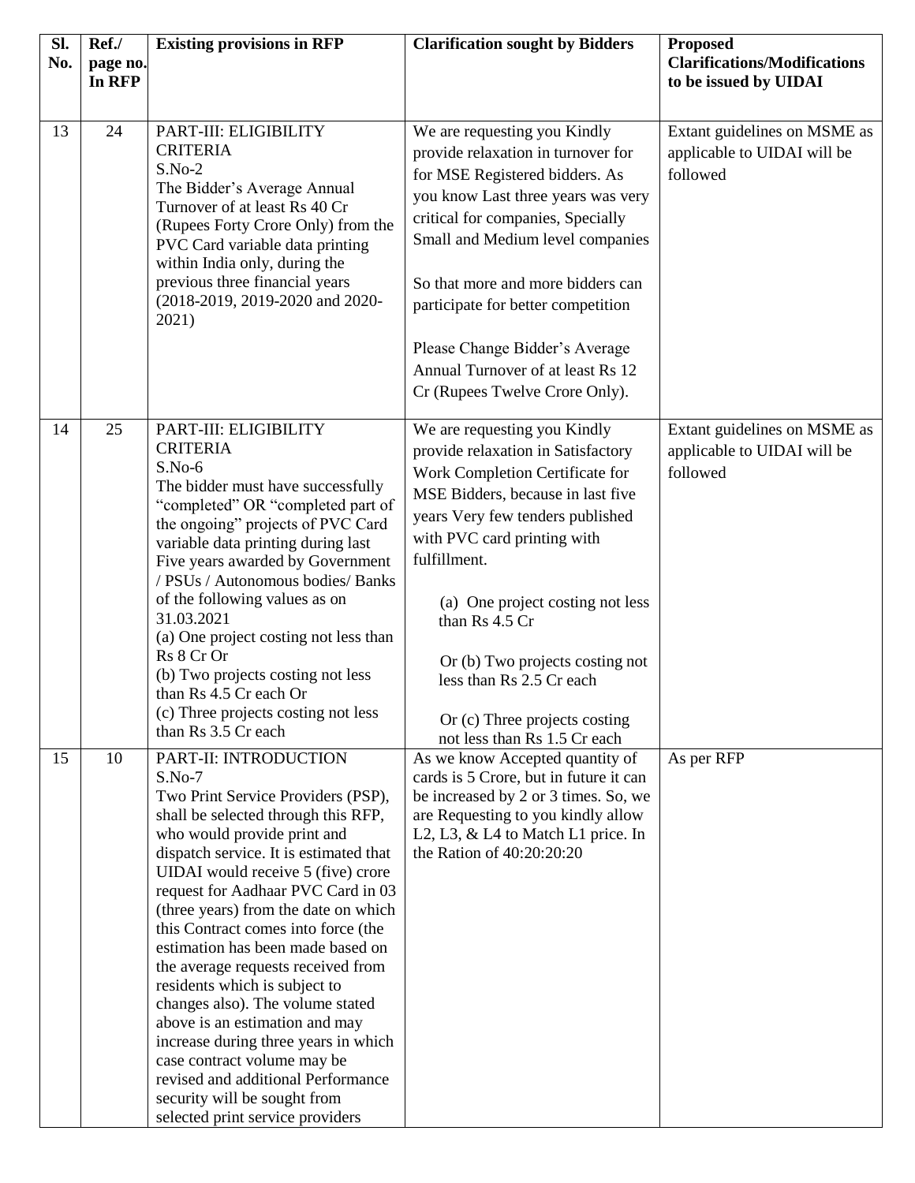| Sl. No. | Ref./ page no. In RFP | Existing provisions in RFP | Clarification sought by Bidders | Proposed Clarifications/Modifications to be issued by UIDAI |
|---|---|---|---|---|
| 13 | 24 | PART-III: ELIGIBILITY CRITERIA<br>S.No-2<br>The Bidder's Average Annual Turnover of at least Rs 40 Cr (Rupees Forty Crore Only) from the PVC Card variable data printing within India only, during the previous three financial years (2018-2019, 2019-2020 and 2020-2021) | We are requesting you Kindly provide relaxation in turnover for for MSE Registered bidders. As you know Last three years was very critical for companies, Specially Small and Medium level companies<br><br>So that more and more bidders can participate for better competition<br><br>Please Change Bidder's Average Annual Turnover of at least Rs 12 Cr (Rupees Twelve Crore Only). | Extant guidelines on MSME as applicable to UIDAI will be followed |
| 14 | 25 | PART-III: ELIGIBILITY CRITERIA<br>S.No-6<br>The bidder must have successfully "completed" OR "completed part of the ongoing" projects of PVC Card variable data printing during last Five years awarded by Government / PSUs / Autonomous bodies/ Banks of the following values as on 31.03.2021<br>(a) One project costing not less than Rs 8 Cr Or<br>(b) Two projects costing not less than Rs 4.5 Cr each Or<br>(c) Three projects costing not less than Rs 3.5 Cr each | We are requesting you Kindly provide relaxation in Satisfactory Work Completion Certificate for MSE Bidders, because in last five years Very few tenders published with PVC card printing with fulfillment.<br><br>(a) One project costing not less than Rs 4.5 Cr<br><br>Or (b) Two projects costing not less than Rs 2.5 Cr each<br><br>Or (c) Three projects costing not less than Rs 1.5 Cr each | Extant guidelines on MSME as applicable to UIDAI will be followed |
| 15 | 10 | PART-II: INTRODUCTION<br>S.No-7<br>Two Print Service Providers (PSP), shall be selected through this RFP, who would provide print and dispatch service. It is estimated that UIDAI would receive 5 (five) crore request for Aadhaar PVC Card in 03 (three years) from the date on which this Contract comes into force (the estimation has been made based on the average requests received from residents which is subject to changes also). The volume stated above is an estimation and may increase during three years in which case contract volume may be revised and additional Performance security will be sought from selected print service providers | As we know Accepted quantity of cards is 5 Crore, but in future it can be increased by 2 or 3 times. So, we are Requesting to you kindly allow L2, L3, & L4 to Match L1 price. In the Ration of 40:20:20:20 | As per RFP |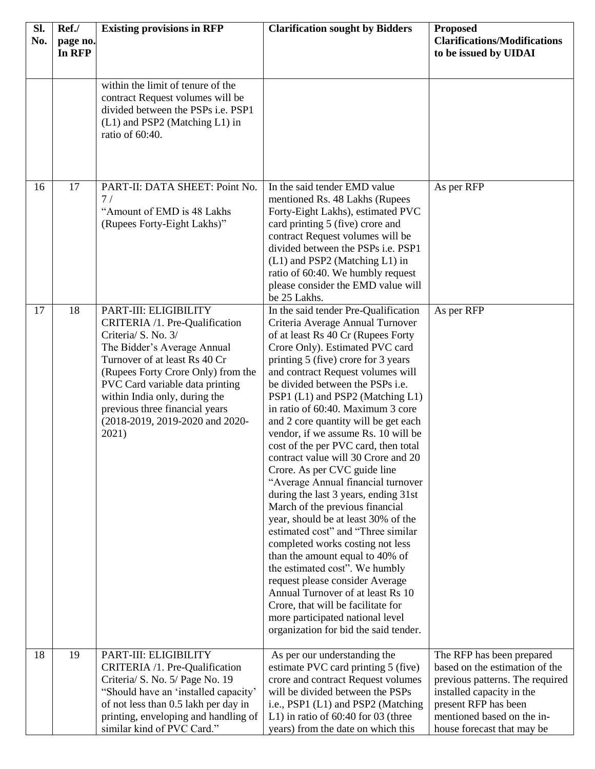| Sl. No. | Ref./ page no. In RFP | Existing provisions in RFP | Clarification sought by Bidders | Proposed Clarifications/Modifications to be issued by UIDAI |
|---|---|---|---|---|
| | | within the limit of tenure of the contract Request volumes will be divided between the PSPs i.e. PSP1 (L1) and PSP2 (Matching L1) in ratio of 60:40. | | |
| 16 | 17 | PART-II: DATA SHEET: Point No. 7 / "Amount of EMD is 48 Lakhs (Rupees Forty-Eight Lakhs)" | In the said tender EMD value mentioned Rs. 48 Lakhs (Rupees Forty-Eight Lakhs), estimated PVC card printing 5 (five) crore and contract Request volumes will be divided between the PSPs i.e. PSP1 (L1) and PSP2 (Matching L1) in ratio of 60:40. We humbly request please consider the EMD value will be 25 Lakhs. | As per RFP |
| 17 | 18 | PART-III: ELIGIBILITY CRITERIA /1. Pre-Qualification Criteria/ S. No. 3/ The Bidder's Average Annual Turnover of at least Rs 40 Cr (Rupees Forty Crore Only) from the PVC Card variable data printing within India only, during the previous three financial years (2018-2019, 2019-2020 and 2020-2021) | In the said tender Pre-Qualification Criteria Average Annual Turnover of at least Rs 40 Cr (Rupees Forty Crore Only). Estimated PVC card printing 5 (five) crore for 3 years and contract Request volumes will be divided between the PSPs i.e. PSP1 (L1) and PSP2 (Matching L1) in ratio of 60:40. Maximum 3 core and 2 core quantity will be get each vendor, if we assume Rs. 10 will be cost of the per PVC card, then total contract value will 30 Crore and 20 Crore. As per CVC guide line "Average Annual financial turnover during the last 3 years, ending 31st March of the previous financial year, should be at least 30% of the estimated cost" and "Three similar completed works costing not less than the amount equal to 40% of the estimated cost". We humbly request please consider Average Annual Turnover of at least Rs 10 Crore, that will be facilitate for more participated national level organization for bid the said tender. | As per RFP |
| 18 | 19 | PART-III: ELIGIBILITY CRITERIA /1. Pre-Qualification Criteria/ S. No. 5/ Page No. 19 "Should have an 'installed capacity' of not less than 0.5 lakh per day in printing, enveloping and handling of similar kind of PVC Card." | As per our understanding the estimate PVC card printing 5 (five) crore and contract Request volumes will be divided between the PSPs i.e., PSP1 (L1) and PSP2 (Matching L1) in ratio of 60:40 for 03 (three years) from the date on which this | The RFP has been prepared based on the estimation of the previous patterns. The required installed capacity in the present RFP has been mentioned based on the in-house forecast that may be |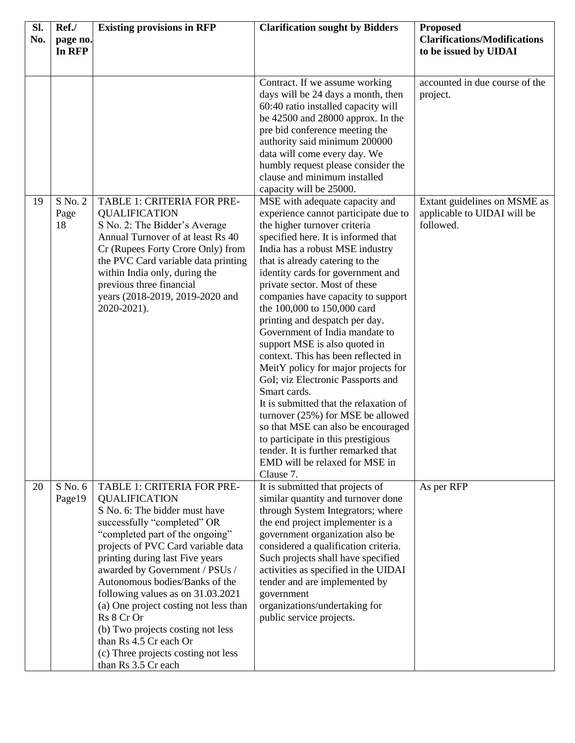| Sl. No. | Ref./ page no. In RFP | Existing provisions in RFP | Clarification sought by Bidders | Proposed Clarifications/Modifications to be issued by UIDAI |
|---|---|---|---|---|
| | | | Contract. If we assume working days will be 24 days a month, then 60:40 ratio installed capacity will be 42500 and 28000 approx. In the pre bid conference meeting the authority said minimum 200000 data will come every day. We humbly request please consider the clause and minimum installed capacity will be 25000. | accounted in due course of the project. |
| 19 | S No. 2 Page 18 | TABLE 1: CRITERIA FOR PRE-QUALIFICATION<br>S No. 2: The Bidder's Average Annual Turnover of at least Rs 40 Cr (Rupees Forty Crore Only) from the PVC Card variable data printing within India only, during the previous three financial years (2018-2019, 2019-2020 and 2020-2021). | MSE with adequate capacity and experience cannot participate due to the higher turnover criteria specified here. It is informed that India has a robust MSE industry that is already catering to the identity cards for government and private sector. Most of these companies have capacity to support the 100,000 to 150,000 card printing and despatch per day. Government of India mandate to support MSE is also quoted in context. This has been reflected in MeitY policy for major projects for GoI; viz Electronic Passports and Smart cards.<br>It is submitted that the relaxation of turnover (25%) for MSE be allowed so that MSE can also be encouraged to participate in this prestigious tender. It is further remarked that EMD will be relaxed for MSE in Clause 7. | Extant guidelines on MSME as applicable to UIDAI will be followed. |
| 20 | S No. 6 Page19 | TABLE 1: CRITERIA FOR PRE-QUALIFICATION<br>S No. 6: The bidder must have successfully "completed" OR "completed part of the ongoing" projects of PVC Card variable data printing during last Five years awarded by Government / PSUs / Autonomous bodies/Banks of the following values as on 31.03.2021<br>(a) One project costing not less than Rs 8 Cr Or<br>(b) Two projects costing not less than Rs 4.5 Cr each Or<br>(c) Three projects costing not less than Rs 3.5 Cr each | It is submitted that projects of similar quantity and turnover done through System Integrators; where the end project implementer is a government organization also be considered a qualification criteria. Such projects shall have specified activities as specified in the UIDAI tender and are implemented by government organizations/undertaking for public service projects. | As per RFP |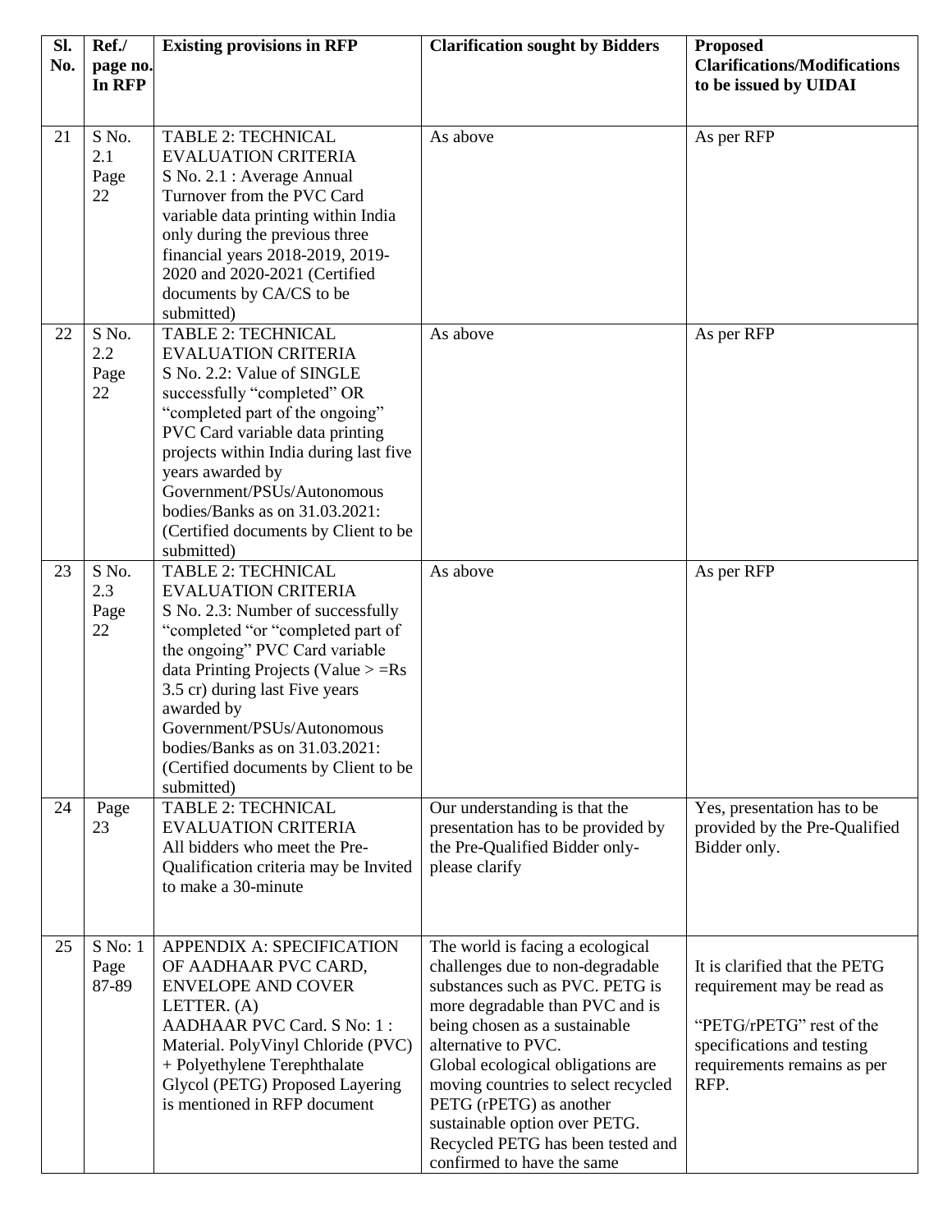| Sl. No. | Ref./ page no. In RFP | Existing provisions in RFP | Clarification sought by Bidders | Proposed Clarifications/Modifications to be issued by UIDAI |
|---|---|---|---|---|
| 21 | S No. 2.1 Page 22 | TABLE 2: TECHNICAL EVALUATION CRITERIA S No. 2.1 : Average Annual Turnover from the PVC Card variable data printing within India only during the previous three financial years 2018-2019, 2019-2020 and 2020-2021 (Certified documents by CA/CS to be submitted) | As above | As per RFP |
| 22 | S No. 2.2 Page 22 | TABLE 2: TECHNICAL EVALUATION CRITERIA S No. 2.2: Value of SINGLE successfully "completed" OR "completed part of the ongoing" PVC Card variable data printing projects within India during last five years awarded by Government/PSUs/Autonomous bodies/Banks as on 31.03.2021: (Certified documents by Client to be submitted) | As above | As per RFP |
| 23 | S No. 2.3 Page 22 | TABLE 2: TECHNICAL EVALUATION CRITERIA S No. 2.3: Number of successfully "completed "or "completed part of the ongoing" PVC Card variable data Printing Projects (Value > =Rs 3.5 cr) during last Five years awarded by Government/PSUs/Autonomous bodies/Banks as on 31.03.2021: (Certified documents by Client to be submitted) | As above | As per RFP |
| 24 | Page 23 | TABLE 2: TECHNICAL EVALUATION CRITERIA All bidders who meet the Pre-Qualification criteria may be Invited to make a 30-minute | Our understanding is that the presentation has to be provided by the Pre-Qualified Bidder only-please clarify | Yes, presentation has to be provided by the Pre-Qualified Bidder only. |
| 25 | S No: 1 Page 87-89 | APPENDIX A: SPECIFICATION OF AADHAAR PVC CARD, ENVELOPE AND COVER LETTER. (A) AADHAAR PVC Card. S No: 1 : Material. PolyVinyl Chloride (PVC) + Polyethylene Terephthalate Glycol (PETG) Proposed Layering is mentioned in RFP document | The world is facing a ecological challenges due to non-degradable substances such as PVC. PETG is more degradable than PVC and is being chosen as a sustainable alternative to PVC. Global ecological obligations are moving countries to select recycled PETG (rPETG) as another sustainable option over PETG. Recycled PETG has been tested and confirmed to have the same | It is clarified that the PETG requirement may be read as "PETG/rPETG" rest of the specifications and testing requirements remains as per RFP. |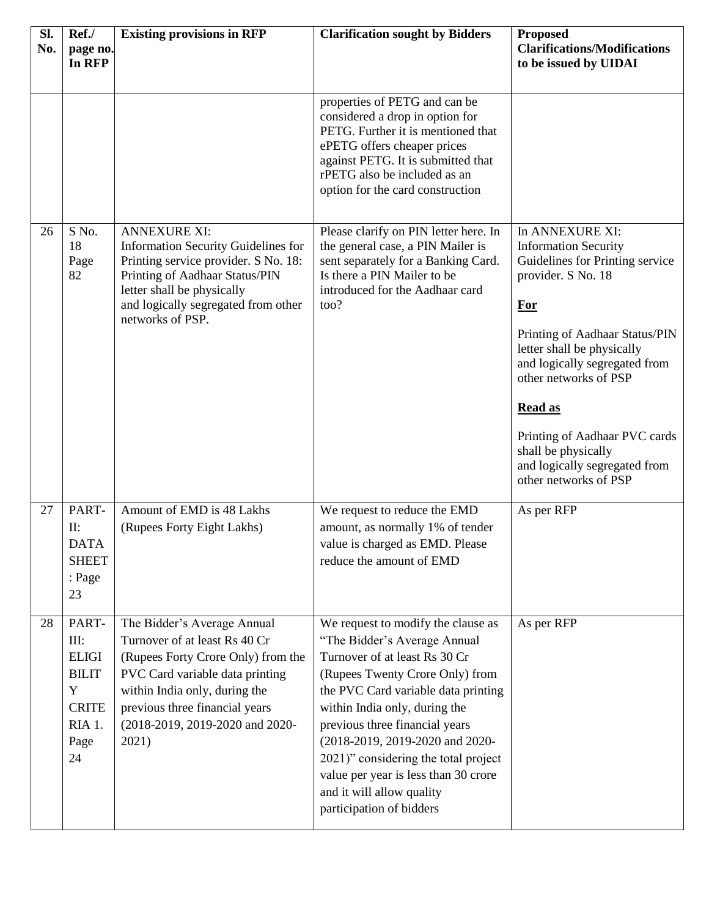| Sl. No. | Ref./ page no. In RFP | Existing provisions in RFP | Clarification sought by Bidders | Proposed Clarifications/Modifications to be issued by UIDAI |
|---|---|---|---|---|
| | | | properties of PETG and can be considered a drop in option for PETG. Further it is mentioned that ePETG offers cheaper prices against PETG. It is submitted that rPETG also be included as an option for the card construction | |
| 26 | S No. 18 Page 82 | ANNEXURE XI: Information Security Guidelines for Printing service provider. S No. 18: Printing of Aadhaar Status/PIN letter shall be physically and logically segregated from other networks of PSP. | Please clarify on PIN letter here. In the general case, a PIN Mailer is sent separately for a Banking Card. Is there a PIN Mailer to be introduced for the Aadhaar card too? | In ANNEXURE XI: Information Security Guidelines for Printing service provider. S No. 18<br><br>**For**<br><br>Printing of Aadhaar Status/PIN letter shall be physically and logically segregated from other networks of PSP<br><br>**Read as**<br><br>Printing of Aadhaar PVC cards shall be physically and logically segregated from other networks of PSP |
| 27 | PART-II: DATA SHEET : Page 23 | Amount of EMD is 48 Lakhs (Rupees Forty Eight Lakhs) | We request to reduce the EMD amount, as normally 1% of tender value is charged as EMD. Please reduce the amount of EMD | As per RFP |
| 28 | PART-III: ELIGIBILITY CRITERIA 1. Page 24 | The Bidder's Average Annual Turnover of at least Rs 40 Cr (Rupees Forty Crore Only) from the PVC Card variable data printing within India only, during the previous three financial years (2018-2019, 2019-2020 and 2020-2021) | We request to modify the clause as "The Bidder's Average Annual Turnover of at least Rs 30 Cr (Rupees Twenty Crore Only) from the PVC Card variable data printing within India only, during the previous three financial years (2018-2019, 2019-2020 and 2020-2021)" considering the total project value per year is less than 30 crore and it will allow quality participation of bidders | As per RFP |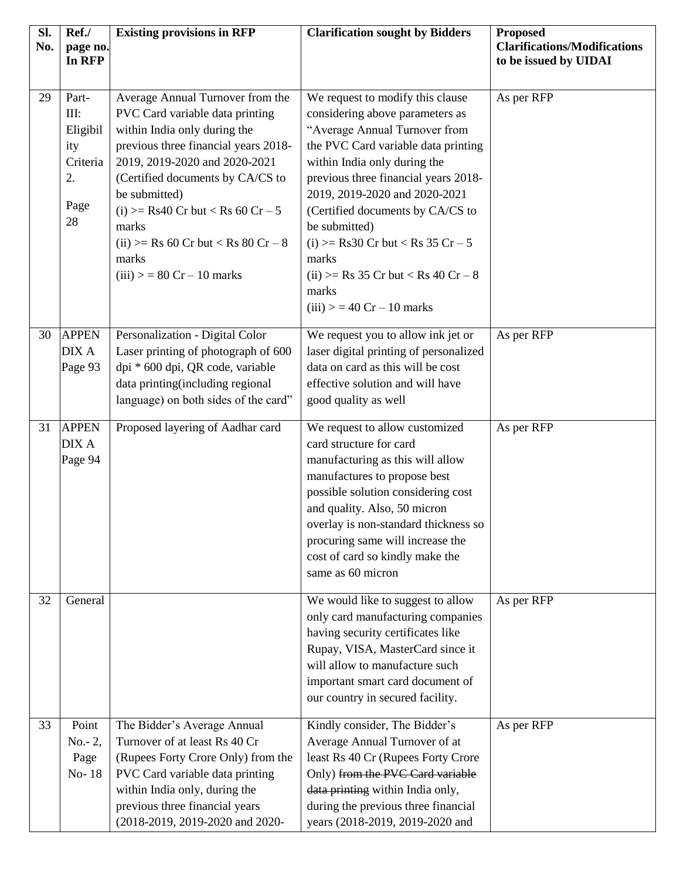| Sl. No. | Ref./ page no. In RFP | Existing provisions in RFP | Clarification sought by Bidders | Proposed Clarifications/Modifications to be issued by UIDAI |
|---|---|---|---|---|
| 29 | Part-III: Eligibility Criteria 2. Page 28 | Average Annual Turnover from the PVC Card variable data printing within India only during the previous three financial years 2018-2019, 2019-2020 and 2020-2021 (Certified documents by CA/CS to be submitted) (i) >= Rs40 Cr but < Rs 60 Cr – 5 marks (ii) >= Rs 60 Cr but < Rs 80 Cr – 8 marks (iii) > = 80 Cr – 10 marks | We request to modify this clause considering above parameters as "Average Annual Turnover from the PVC Card variable data printing within India only during the previous three financial years 2018-2019, 2019-2020 and 2020-2021 (Certified documents by CA/CS to be submitted) (i) >= Rs30 Cr but < Rs 35 Cr – 5 marks (ii) >= Rs 35 Cr but < Rs 40 Cr – 8 marks (iii) > = 40 Cr – 10 marks | As per RFP |
| 30 | APPENDIX A Page 93 | Personalization - Digital Color Laser printing of photograph of 600 dpi * 600 dpi, QR code, variable data printing(including regional language) on both sides of the card" | We request you to allow ink jet or laser digital printing of personalized data on card as this will be cost effective solution and will have good quality as well | As per RFP |
| 31 | APPENDIX A Page 94 | Proposed layering of Aadhar card | We request to allow customized card structure for card manufacturing as this will allow manufactures to propose best possible solution considering cost and quality. Also, 50 micron overlay is non-standard thickness so procuring same will increase the cost of card so kindly make the same as 60 micron | As per RFP |
| 32 | General | | We would like to suggest to allow only card manufacturing companies having security certificates like Rupay, VISA, MasterCard since it will allow to manufacture such important smart card document of our country in secured facility. | As per RFP |
| 33 | Point No.- 2, Page No- 18 | The Bidder's Average Annual Turnover of at least Rs 40 Cr (Rupees Forty Crore Only) from the PVC Card variable data printing within India only, during the previous three financial years (2018-2019, 2019-2020 and 2020- | Kindly consider, The Bidder's Average Annual Turnover of at least Rs 40 Cr (Rupees Forty Crore Only) ~~from the PVC Card variable data printing~~ within India only, during the previous three financial years (2018-2019, 2019-2020 and | As per RFP |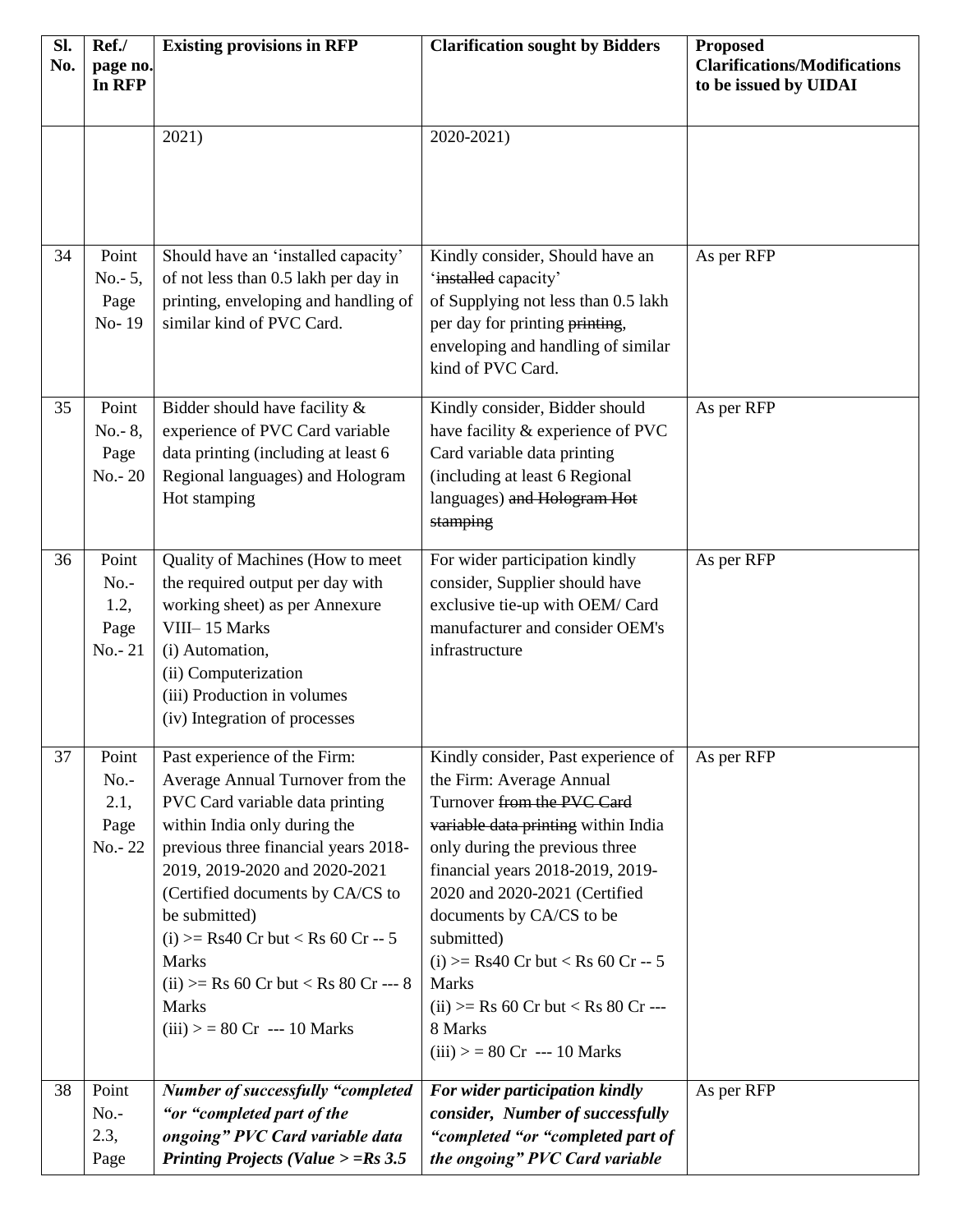| Sl. No. | Ref./ page no. In RFP | Existing provisions in RFP | Clarification sought by Bidders | Proposed Clarifications/Modifications to be issued by UIDAI |
|---|---|---|---|---|
| | | 2021) | 2020-2021) | |
| 34 | Point No.- 5, Page No- 19 | Should have an 'installed capacity' of not less than 0.5 lakh per day in printing, enveloping and handling of similar kind of PVC Card. | Kindly consider, Should have an '~~installed~~ capacity' of Supplying not less than 0.5 lakh per day for printing ~~printing~~, enveloping and handling of similar kind of PVC Card. | As per RFP |
| 35 | Point No.- 8, Page No.- 20 | Bidder should have facility & experience of PVC Card variable data printing (including at least 6 Regional languages) and Hologram Hot stamping | Kindly consider, Bidder should have facility & experience of PVC Card variable data printing (including at least 6 Regional languages) ~~and Hologram Hot stamping~~ | As per RFP |
| 36 | Point No.- 1.2, Page No.- 21 | Quality of Machines (How to meet the required output per day with working sheet) as per Annexure VIII– 15 Marks<br>(i) Automation,<br>(ii) Computerization<br>(iii) Production in volumes<br>(iv) Integration of processes | For wider participation kindly consider, Supplier should have exclusive tie-up with OEM/ Card manufacturer and consider OEM's infrastructure | As per RFP |
| 37 | Point No.- 2.1, Page No.- 22 | Past experience of the Firm: Average Annual Turnover from the PVC Card variable data printing within India only during the previous three financial years 2018-2019, 2019-2020 and 2020-2021 (Certified documents by CA/CS to be submitted)<br>(i) >= Rs40 Cr but < Rs 60 Cr -- 5 Marks<br>(ii) >= Rs 60 Cr but < Rs 80 Cr --- 8 Marks<br>(iii) > = 80 Cr --- 10 Marks | Kindly consider, Past experience of the Firm: Average Annual Turnover ~~from the PVC Card variable data printing~~ within India only during the previous three financial years 2018-2019, 2019-2020 and 2020-2021 (Certified documents by CA/CS to be submitted)<br>(i) >= Rs40 Cr but < Rs 60 Cr -- 5 Marks<br>(ii) >= Rs 60 Cr but < Rs 80 Cr --- 8 Marks<br>(iii) > = 80 Cr --- 10 Marks | As per RFP |
| 38 | Point No.- 2.3, Page | ***Number of successfully "completed "or "completed part of the ongoing" PVC Card variable data Printing Projects (Value > =Rs 3.5*** | ***For wider participation kindly consider, Number of successfully "completed "or "completed part of the ongoing" PVC Card variable*** | As per RFP |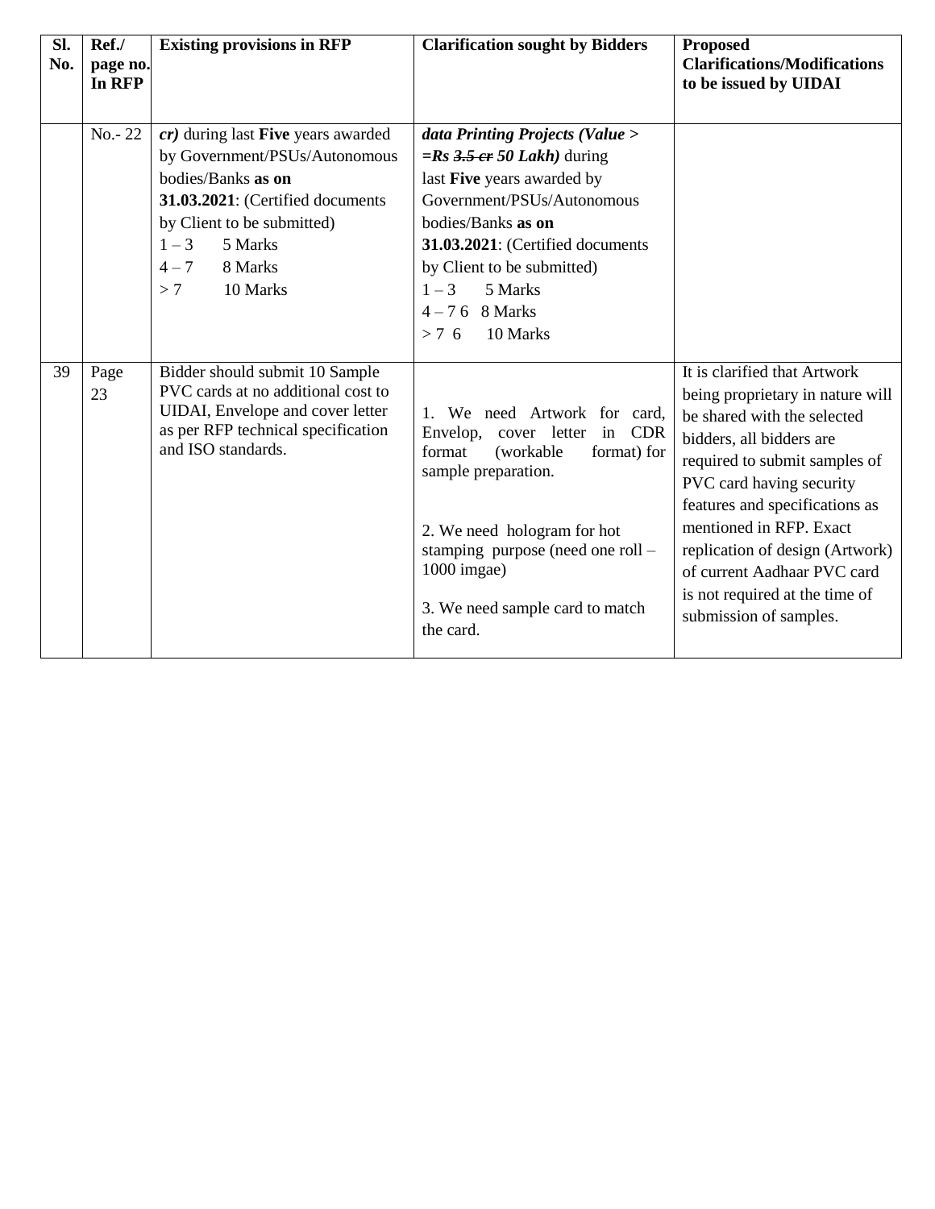| Sl. No. | Ref./ page no. In RFP | Existing provisions in RFP | Clarification sought by Bidders | Proposed Clarifications/Modifications to be issued by UIDAI |
|---|---|---|---|---|
| | No.- 22 | ***cr)*** during last **Five** years awarded by Government/PSUs/Autonomous bodies/Banks **as on 31.03.2021**: (Certified documents by Client to be submitted)<br>1 – 3 5 Marks<br>4 – 7 8 Marks<br>> 7 10 Marks | ***data Printing Projects (Value > =Rs ~~3.5 cr~~ 50 Lakh)*** during last **Five** years awarded by Government/PSUs/Autonomous bodies/Banks **as on 31.03.2021**: (Certified documents by Client to be submitted)<br>1 – 3 5 Marks<br>4 – 7 6 8 Marks<br>> 7 6 10 Marks | |
| 39 | Page 23 | Bidder should submit 10 Sample PVC cards at no additional cost to UIDAI, Envelope and cover letter as per RFP technical specification and ISO standards. | 1. We need Artwork for card, Envelop, cover letter in CDR format (workable format) for sample preparation.<br><br>2. We need hologram for hot stamping purpose (need one roll – 1000 imgae)<br><br>3. We need sample card to match the card. | It is clarified that Artwork being proprietary in nature will be shared with the selected bidders, all bidders are required to submit samples of PVC card having security features and specifications as mentioned in RFP. Exact replication of design (Artwork) of current Aadhaar PVC card is not required at the time of submission of samples. |